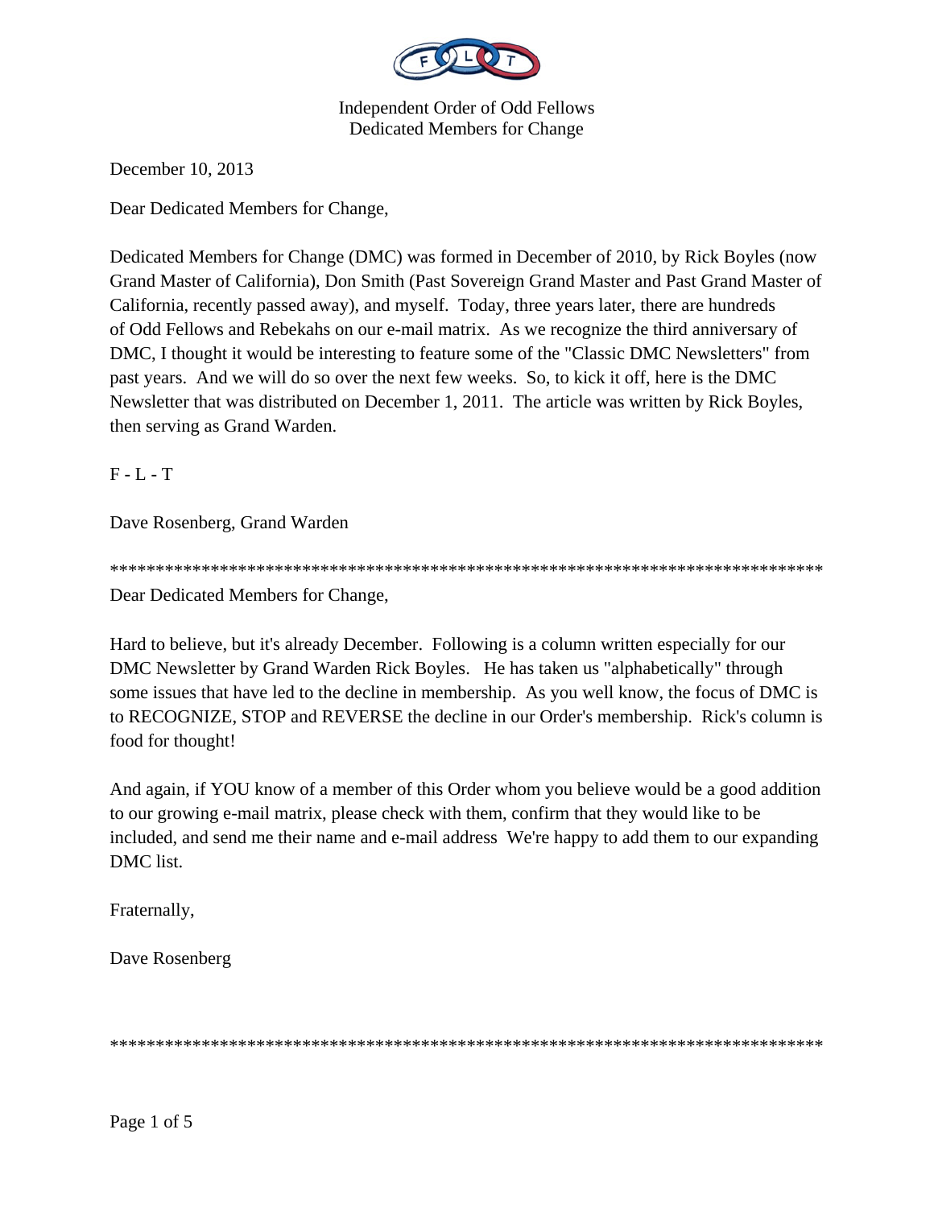Independent Order of Odd Fellows
Dedicated Members for Change

December 10, 2013

Dear Dedicated Members for Change,

Dedicated Members for Change (DMC) was formed in December of 2010, by Rick Boyles (now Grand Master of California), Don Smith (Past Sovereign Grand Master and Past Grand Master of California, recently passed away), and myself. Today, three years later, there are hundreds of Odd Fellows and Rebekahs on our e-mail matrix. As we recognize the third anniversary of DMC, I thought it would be interesting to feature some of the "Classic DMC Newsletters" from past years. And we will do so over the next few weeks. So, to kick it off, here is the DMC Newsletter that was distributed on December 1, 2011. The article was written by Rick Boyles, then serving as Grand Warden.

F - L - T

Dave Rosenberg, Grand Warden

**********************************************************************************

Dear Dedicated Members for Change,

Hard to believe, but it's already December. Following is a column written especially for our DMC Newsletter by Grand Warden Rick Boyles. He has taken us "alphabetically" through some issues that have led to the decline in membership. As you well know, the focus of DMC is to RECOGNIZE, STOP and REVERSE the decline in our Order's membership. Rick's column is food for thought!

And again, if YOU know of a member of this Order whom you believe would be a good addition to our growing e-mail matrix, please check with them, confirm that they would like to be included, and send me their name and e-mail address We're happy to add them to our expanding DMC list.

Fraternally,

Dave Rosenberg

**********************************************************************************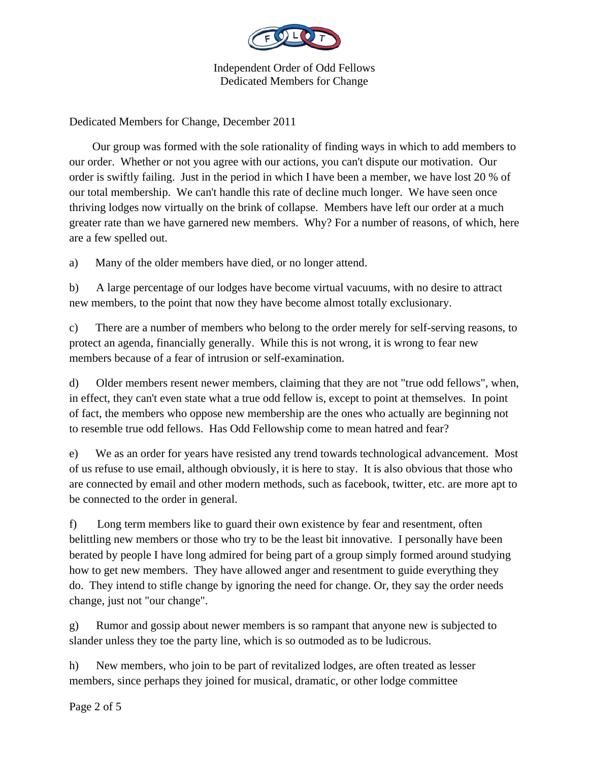Independent Order of Odd Fellows
Dedicated Members for Change

Dedicated Members for Change, December 2011

Our group was formed with the sole rationality of finding ways in which to add members to our order. Whether or not you agree with our actions, you can't dispute our motivation. Our order is swiftly failing. Just in the period in which I have been a member, we have lost 20 % of our total membership. We can't handle this rate of decline much longer. We have seen once thriving lodges now virtually on the brink of collapse. Members have left our order at a much greater rate than we have garnered new members. Why? For a number of reasons, of which, here are a few spelled out.

a) Many of the older members have died, or no longer attend.

b) A large percentage of our lodges have become virtual vacuums, with no desire to attract new members, to the point that now they have become almost totally exclusionary.

c) There are a number of members who belong to the order merely for self-serving reasons, to protect an agenda, financially generally. While this is not wrong, it is wrong to fear new members because of a fear of intrusion or self-examination.

d) Older members resent newer members, claiming that they are not "true odd fellows", when, in effect, they can't even state what a true odd fellow is, except to point at themselves. In point of fact, the members who oppose new membership are the ones who actually are beginning not to resemble true odd fellows. Has Odd Fellowship come to mean hatred and fear?

e) We as an order for years have resisted any trend towards technological advancement. Most of us refuse to use email, although obviously, it is here to stay. It is also obvious that those who are connected by email and other modern methods, such as facebook, twitter, etc. are more apt to be connected to the order in general.

f) Long term members like to guard their own existence by fear and resentment, often belittling new members or those who try to be the least bit innovative. I personally have been berated by people I have long admired for being part of a group simply formed around studying how to get new members. They have allowed anger and resentment to guide everything they do. They intend to stifle change by ignoring the need for change. Or, they say the order needs change, just not "our change".

g) Rumor and gossip about newer members is so rampant that anyone new is subjected to slander unless they toe the party line, which is so outmoded as to be ludicrous.

h) New members, who join to be part of revitalized lodges, are often treated as lesser members, since perhaps they joined for musical, dramatic, or other lodge committee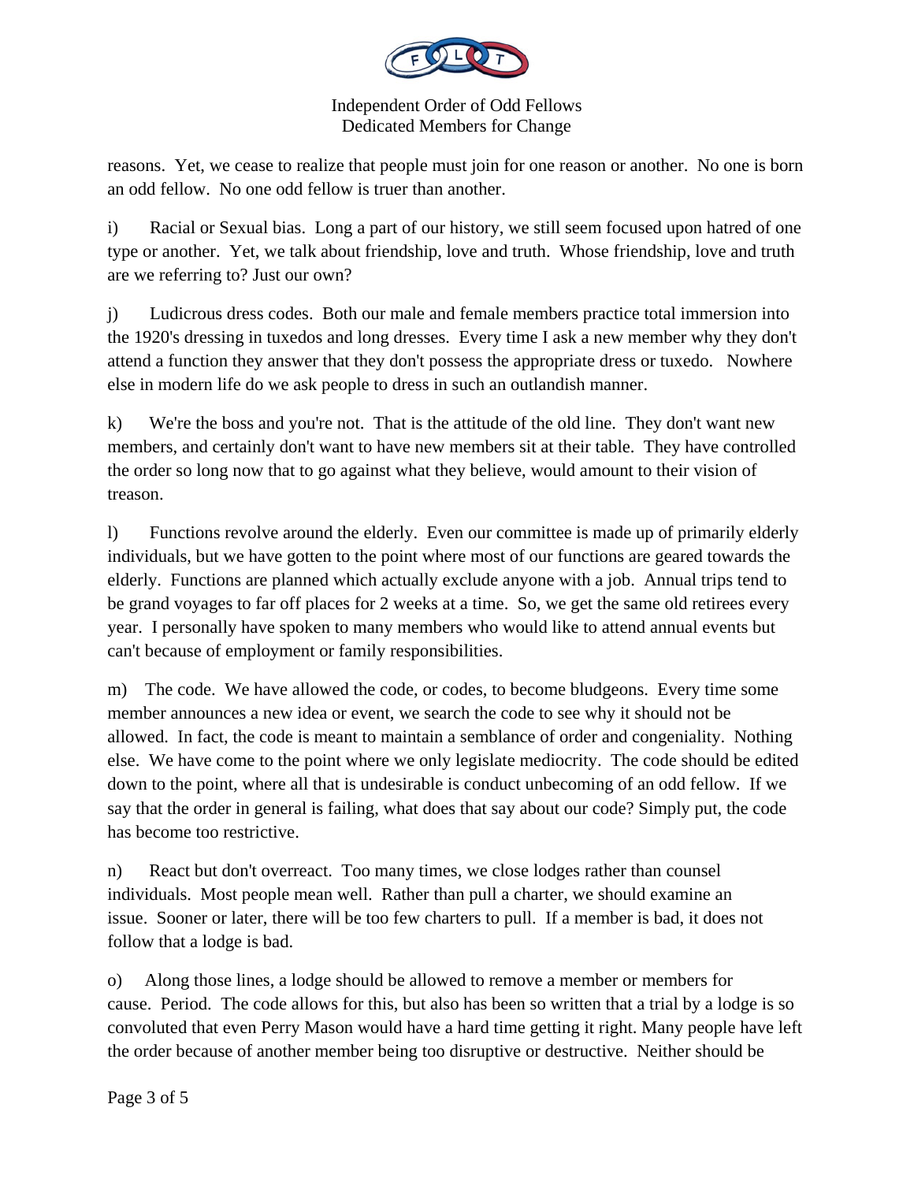reasons. Yet, we cease to realize that people must join for one reason or another. No one is born an odd fellow. No one odd fellow is truer than another.

i) Racial or Sexual bias. Long a part of our history, we still seem focused upon hatred of one type or another. Yet, we talk about friendship, love and truth. Whose friendship, love and truth are we referring to? Just our own?

j) Ludicrous dress codes. Both our male and female members practice total immersion into the 1920's dressing in tuxedos and long dresses. Every time I ask a new member why they don't attend a function they answer that they don't possess the appropriate dress or tuxedo. Nowhere else in modern life do we ask people to dress in such an outlandish manner.

k) We're the boss and you're not. That is the attitude of the old line. They don't want new members, and certainly don't want to have new members sit at their table. They have controlled the order so long now that to go against what they believe, would amount to their vision of treason.

l) Functions revolve around the elderly. Even our committee is made up of primarily elderly individuals, but we have gotten to the point where most of our functions are geared towards the elderly. Functions are planned which actually exclude anyone with a job. Annual trips tend to be grand voyages to far off places for 2 weeks at a time. So, we get the same old retirees every year. I personally have spoken to many members who would like to attend annual events but can't because of employment or family responsibilities.

m) The code. We have allowed the code, or codes, to become bludgeons. Every time some member announces a new idea or event, we search the code to see why it should not be allowed. In fact, the code is meant to maintain a semblance of order and congeniality. Nothing else. We have come to the point where we only legislate mediocrity. The code should be edited down to the point, where all that is undesirable is conduct unbecoming of an odd fellow. If we say that the order in general is failing, what does that say about our code? Simply put, the code has become too restrictive.

n) React but don't overreact. Too many times, we close lodges rather than counsel individuals. Most people mean well. Rather than pull a charter, we should examine an issue. Sooner or later, there will be too few charters to pull. If a member is bad, it does not follow that a lodge is bad.

o) Along those lines, a lodge should be allowed to remove a member or members for cause. Period. The code allows for this, but also has been so written that a trial by a lodge is so convoluted that even Perry Mason would have a hard time getting it right. Many people have left the order because of another member being too disruptive or destructive. Neither should be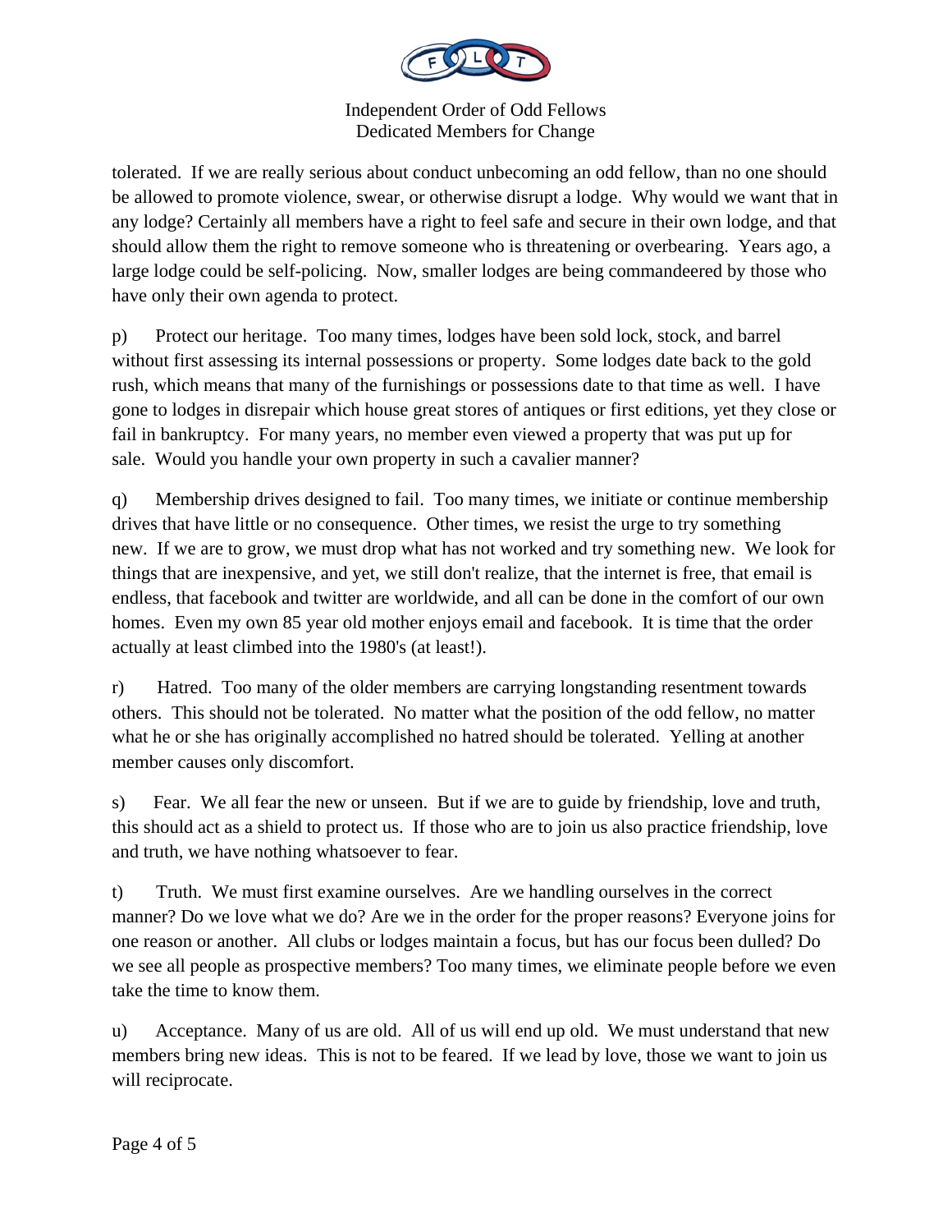tolerated. If we are really serious about conduct unbecoming an odd fellow, than no one should be allowed to promote violence, swear, or otherwise disrupt a lodge. Why would we want that in any lodge? Certainly all members have a right to feel safe and secure in their own lodge, and that should allow them the right to remove someone who is threatening or overbearing. Years ago, a large lodge could be self-policing. Now, smaller lodges are being commandeered by those who have only their own agenda to protect.

p) Protect our heritage. Too many times, lodges have been sold lock, stock, and barrel without first assessing its internal possessions or property. Some lodges date back to the gold rush, which means that many of the furnishings or possessions date to that time as well. I have gone to lodges in disrepair which house great stores of antiques or first editions, yet they close or fail in bankruptcy. For many years, no member even viewed a property that was put up for sale. Would you handle your own property in such a cavalier manner?

q) Membership drives designed to fail. Too many times, we initiate or continue membership drives that have little or no consequence. Other times, we resist the urge to try something new. If we are to grow, we must drop what has not worked and try something new. We look for things that are inexpensive, and yet, we still don't realize, that the internet is free, that email is endless, that facebook and twitter are worldwide, and all can be done in the comfort of our own homes. Even my own 85 year old mother enjoys email and facebook. It is time that the order actually at least climbed into the 1980's (at least!).

r) Hatred. Too many of the older members are carrying longstanding resentment towards others. This should not be tolerated. No matter what the position of the odd fellow, no matter what he or she has originally accomplished no hatred should be tolerated. Yelling at another member causes only discomfort.

s) Fear. We all fear the new or unseen. But if we are to guide by friendship, love and truth, this should act as a shield to protect us. If those who are to join us also practice friendship, love and truth, we have nothing whatsoever to fear.

t) Truth. We must first examine ourselves. Are we handling ourselves in the correct manner? Do we love what we do? Are we in the order for the proper reasons? Everyone joins for one reason or another. All clubs or lodges maintain a focus, but has our focus been dulled? Do we see all people as prospective members? Too many times, we eliminate people before we even take the time to know them.

u) Acceptance. Many of us are old. All of us will end up old. We must understand that new members bring new ideas. This is not to be feared. If we lead by love, those we want to join us will reciprocate.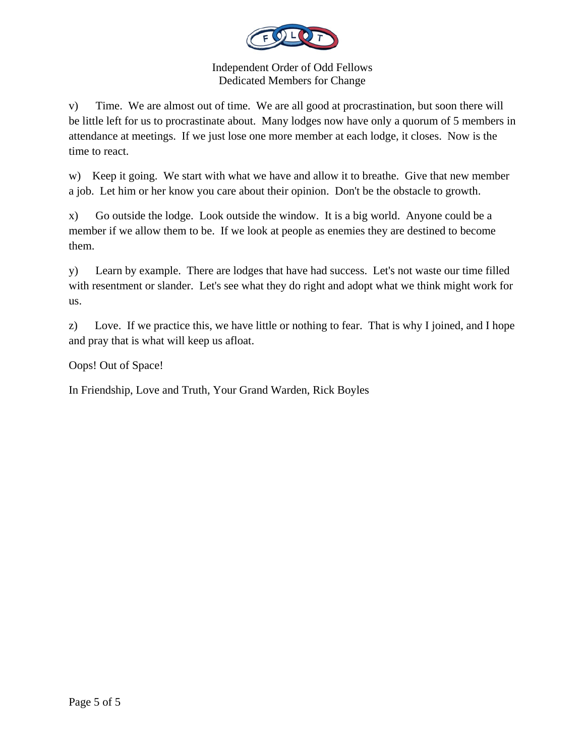v) Time. We are almost out of time. We are all good at procrastination, but soon there will be little left for us to procrastinate about. Many lodges now have only a quorum of 5 members in attendance at meetings. If we just lose one more member at each lodge, it closes. Now is the time to react.

w) Keep it going. We start with what we have and allow it to breathe. Give that new member a job. Let him or her know you care about their opinion. Don't be the obstacle to growth.

x) Go outside the lodge. Look outside the window. It is a big world. Anyone could be a member if we allow them to be. If we look at people as enemies they are destined to become them.

y) Learn by example. There are lodges that have had success. Let's not waste our time filled with resentment or slander. Let's see what they do right and adopt what we think might work for us.

z) Love. If we practice this, we have little or nothing to fear. That is why I joined, and I hope and pray that is what will keep us afloat.

Oops! Out of Space!

In Friendship, Love and Truth, Your Grand Warden, Rick Boyles